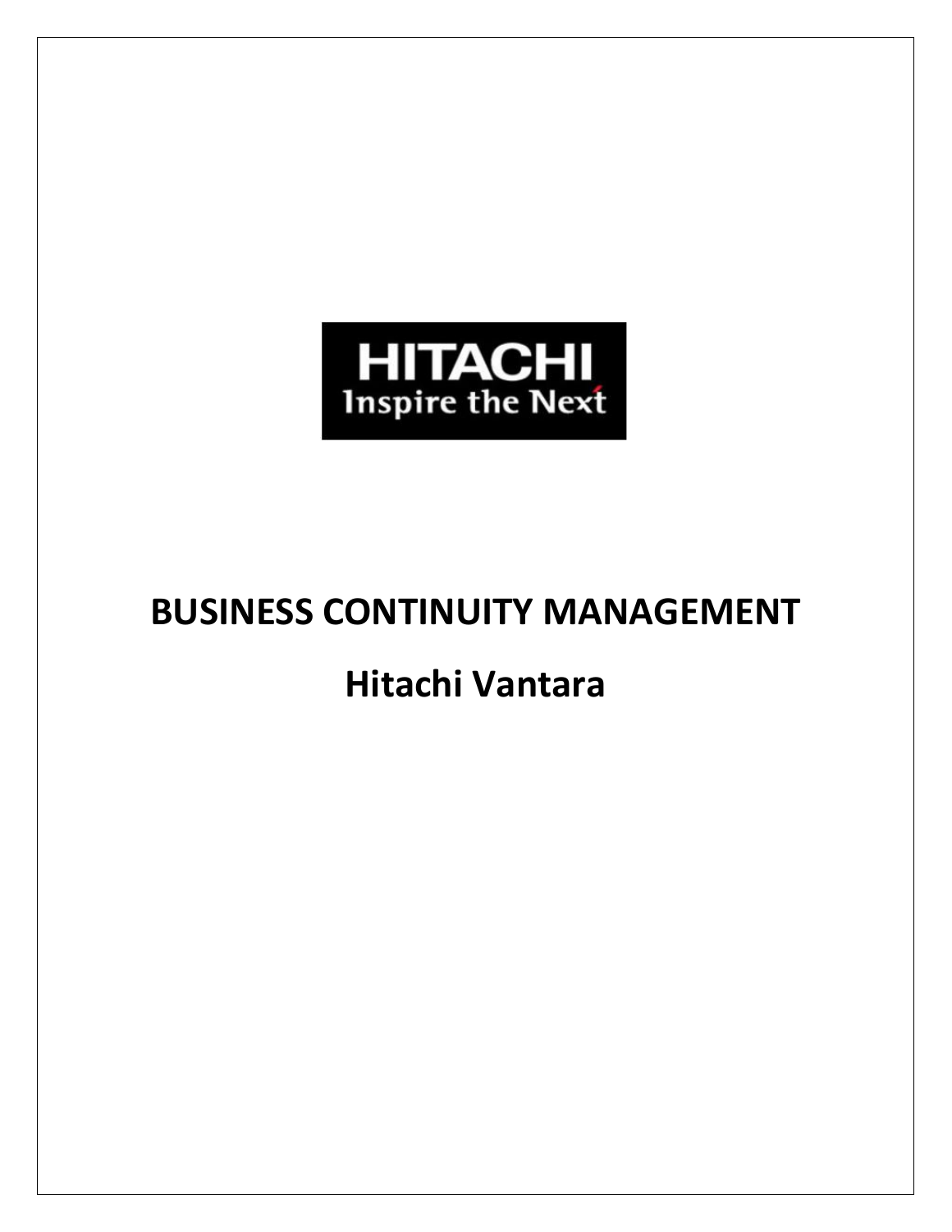HITACHI
Inspire the Next

# BUSINESS CONTINUITY MANAGEMENT

# Hitachi Vantara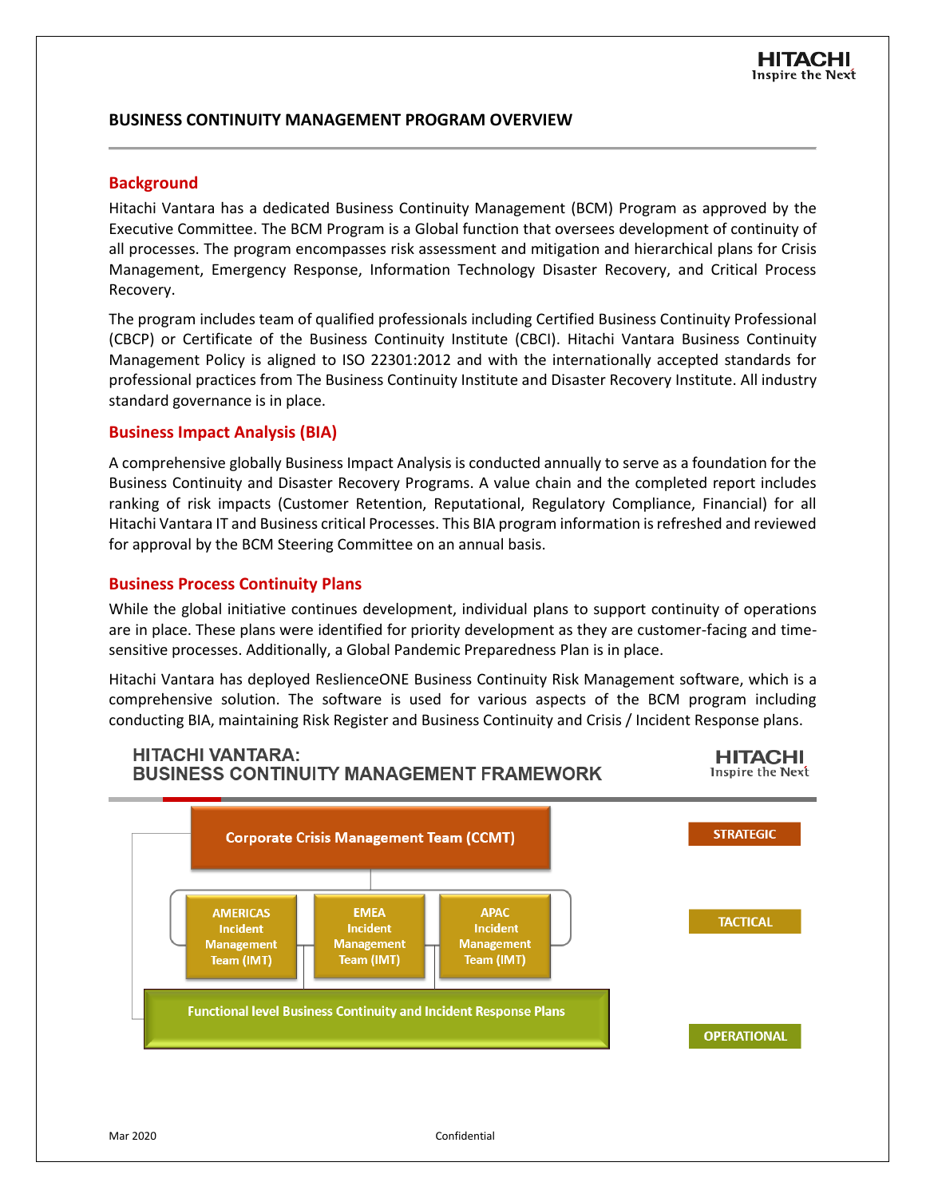## BUSINESS CONTINUITY MANAGEMENT PROGRAM OVERVIEW

### Background

Hitachi Vantara has a dedicated Business Continuity Management (BCM) Program as approved by the Executive Committee. The BCM Program is a Global function that oversees development of continuity of all processes. The program encompasses risk assessment and mitigation and hierarchical plans for Crisis Management, Emergency Response, Information Technology Disaster Recovery, and Critical Process Recovery.

The program includes team of qualified professionals including Certified Business Continuity Professional (CBCP) or Certificate of the Business Continuity Institute (CBCI). Hitachi Vantara Business Continuity Management Policy is aligned to ISO 22301:2012 and with the internationally accepted standards for professional practices from The Business Continuity Institute and Disaster Recovery Institute. All industry standard governance is in place.

### Business Impact Analysis (BIA)

A comprehensive globally Business Impact Analysis is conducted annually to serve as a foundation for the Business Continuity and Disaster Recovery Programs. A value chain and the completed report includes ranking of risk impacts (Customer Retention, Reputational, Regulatory Compliance, Financial) for all Hitachi Vantara IT and Business critical Processes. This BIA program information is refreshed and reviewed for approval by the BCM Steering Committee on an annual basis.

### Business Process Continuity Plans

While the global initiative continues development, individual plans to support continuity of operations are in place. These plans were identified for priority development as they are customer-facing and time-sensitive processes. Additionally, a Global Pandemic Preparedness Plan is in place.

Hitachi Vantara has deployed ReslienceONE Business Continuity Risk Management software, which is a comprehensive solution. The software is used for various aspects of the BCM program including conducting BIA, maintaining Risk Register and Business Continuity and Crisis / Incident Response plans.

### HITACHI VANTARA: BUSINESS CONTINUITY MANAGEMENT FRAMEWORK

- **STRATEGIC**: Corporate Crisis Management Team (CCMT)
- **TACTICAL**: AMERICAS Incident Management Team (IMT) | EMEA Incident Management Team (IMT) | APAC Incident Management Team (IMT)
- **OPERATIONAL**: Functional level Business Continuity and Incident Response Plans

Mar 2020 Confidential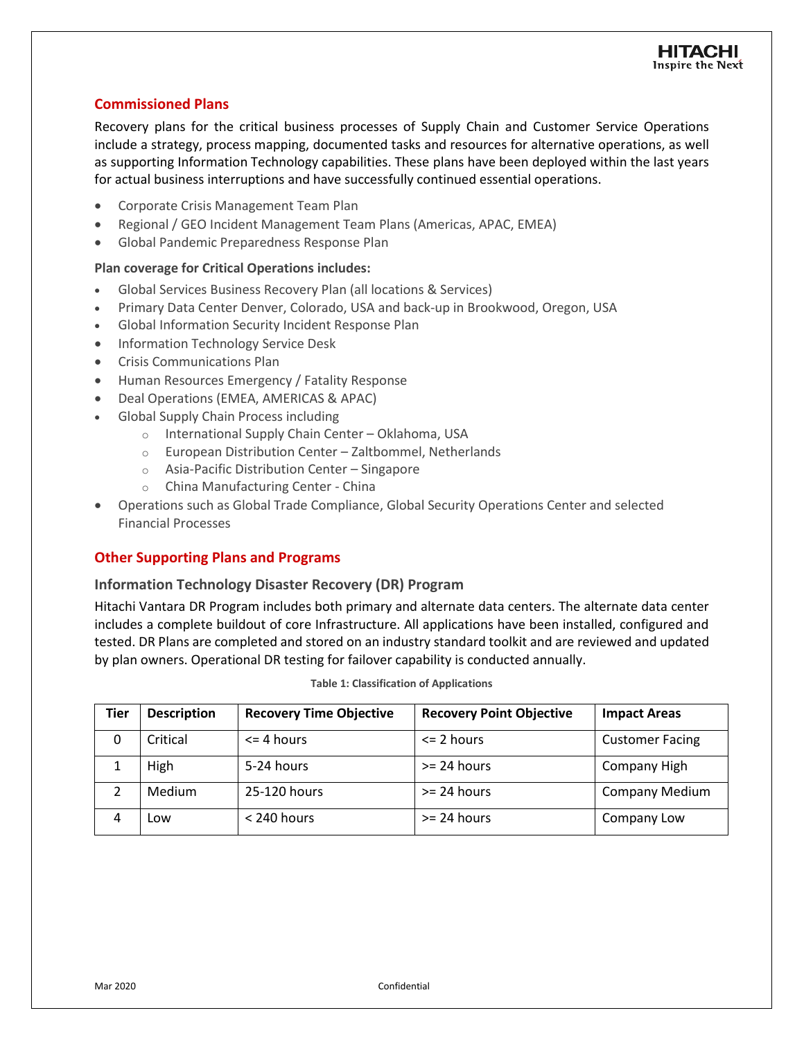## Commissioned Plans

Recovery plans for the critical business processes of Supply Chain and Customer Service Operations include a strategy, process mapping, documented tasks and resources for alternative operations, as well as supporting Information Technology capabilities. These plans have been deployed within the last years for actual business interruptions and have successfully continued essential operations.

- Corporate Crisis Management Team Plan
- Regional / GEO Incident Management Team Plans (Americas, APAC, EMEA)
- Global Pandemic Preparedness Response Plan

**Plan coverage for Critical Operations includes:**

- Global Services Business Recovery Plan (all locations & Services)
- Primary Data Center Denver, Colorado, USA and back-up in Brookwood, Oregon, USA
- Global Information Security Incident Response Plan
- Information Technology Service Desk
- Crisis Communications Plan
- Human Resources Emergency / Fatality Response
- Deal Operations (EMEA, AMERICAS & APAC)
- Global Supply Chain Process including
  - International Supply Chain Center – Oklahoma, USA
  - European Distribution Center – Zaltbommel, Netherlands
  - Asia-Pacific Distribution Center – Singapore
  - China Manufacturing Center - China
- Operations such as Global Trade Compliance, Global Security Operations Center and selected Financial Processes

## Other Supporting Plans and Programs

### Information Technology Disaster Recovery (DR) Program

Hitachi Vantara DR Program includes both primary and alternate data centers. The alternate data center includes a complete buildout of core Infrastructure. All applications have been installed, configured and tested. DR Plans are completed and stored on an industry standard toolkit and are reviewed and updated by plan owners. Operational DR testing for failover capability is conducted annually.

**Table 1: Classification of Applications**

| Tier | Description | Recovery Time Objective | Recovery Point Objective | Impact Areas |
|---|---|---|---|---|
| 0 | Critical | <= 4 hours | <= 2 hours | Customer Facing |
| 1 | High | 5-24 hours | >= 24 hours | Company High |
| 2 | Medium | 25-120 hours | >= 24 hours | Company Medium |
| 4 | Low | < 240 hours | >= 24 hours | Company Low |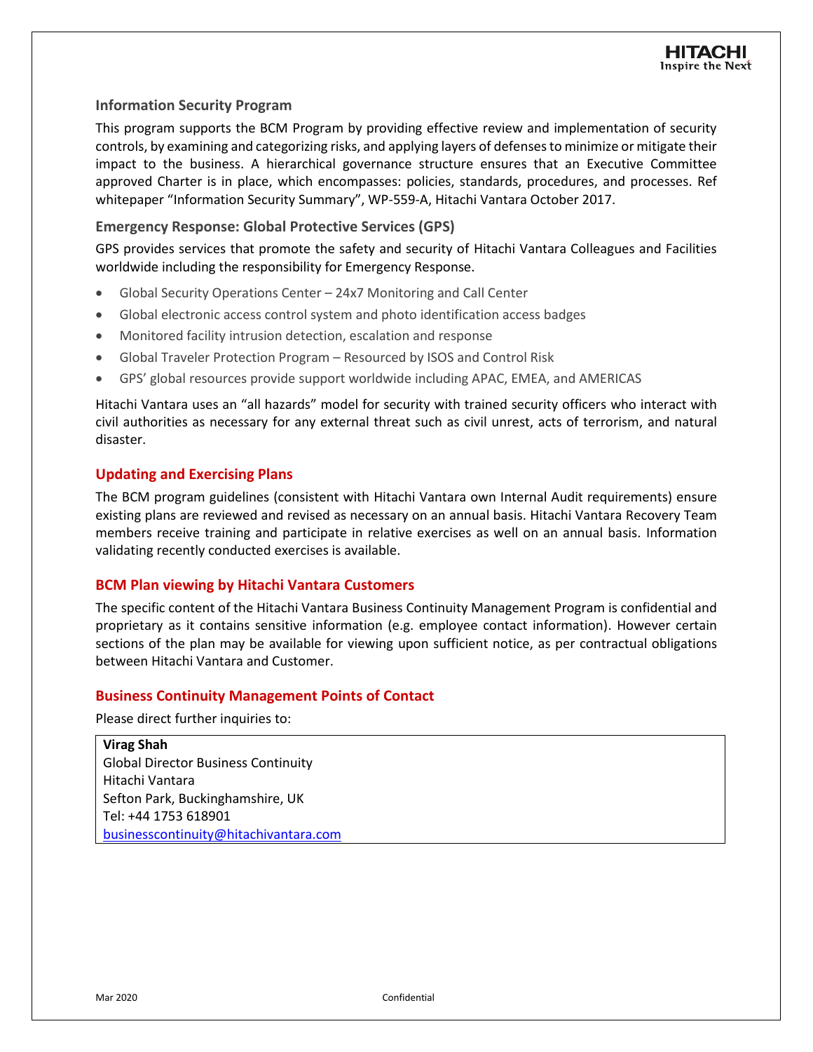### Information Security Program

This program supports the BCM Program by providing effective review and implementation of security controls, by examining and categorizing risks, and applying layers of defenses to minimize or mitigate their impact to the business. A hierarchical governance structure ensures that an Executive Committee approved Charter is in place, which encompasses: policies, standards, procedures, and processes. Ref whitepaper "Information Security Summary", WP-559-A, Hitachi Vantara October 2017.

### Emergency Response: Global Protective Services (GPS)

GPS provides services that promote the safety and security of Hitachi Vantara Colleagues and Facilities worldwide including the responsibility for Emergency Response.

- Global Security Operations Center – 24x7 Monitoring and Call Center
- Global electronic access control system and photo identification access badges
- Monitored facility intrusion detection, escalation and response
- Global Traveler Protection Program – Resourced by ISOS and Control Risk
- GPS' global resources provide support worldwide including APAC, EMEA, and AMERICAS

Hitachi Vantara uses an "all hazards" model for security with trained security officers who interact with civil authorities as necessary for any external threat such as civil unrest, acts of terrorism, and natural disaster.

## Updating and Exercising Plans

The BCM program guidelines (consistent with Hitachi Vantara own Internal Audit requirements) ensure existing plans are reviewed and revised as necessary on an annual basis. Hitachi Vantara Recovery Team members receive training and participate in relative exercises as well on an annual basis. Information validating recently conducted exercises is available.

## BCM Plan viewing by Hitachi Vantara Customers

The specific content of the Hitachi Vantara Business Continuity Management Program is confidential and proprietary as it contains sensitive information (e.g. employee contact information). However certain sections of the plan may be available for viewing upon sufficient notice, as per contractual obligations between Hitachi Vantara and Customer.

## Business Continuity Management Points of Contact

Please direct further inquiries to:

**Virag Shah**
Global Director Business Continuity
Hitachi Vantara
Sefton Park, Buckinghamshire, UK
Tel: +44 1753 618901
businesscontinuity@hitachivantara.com